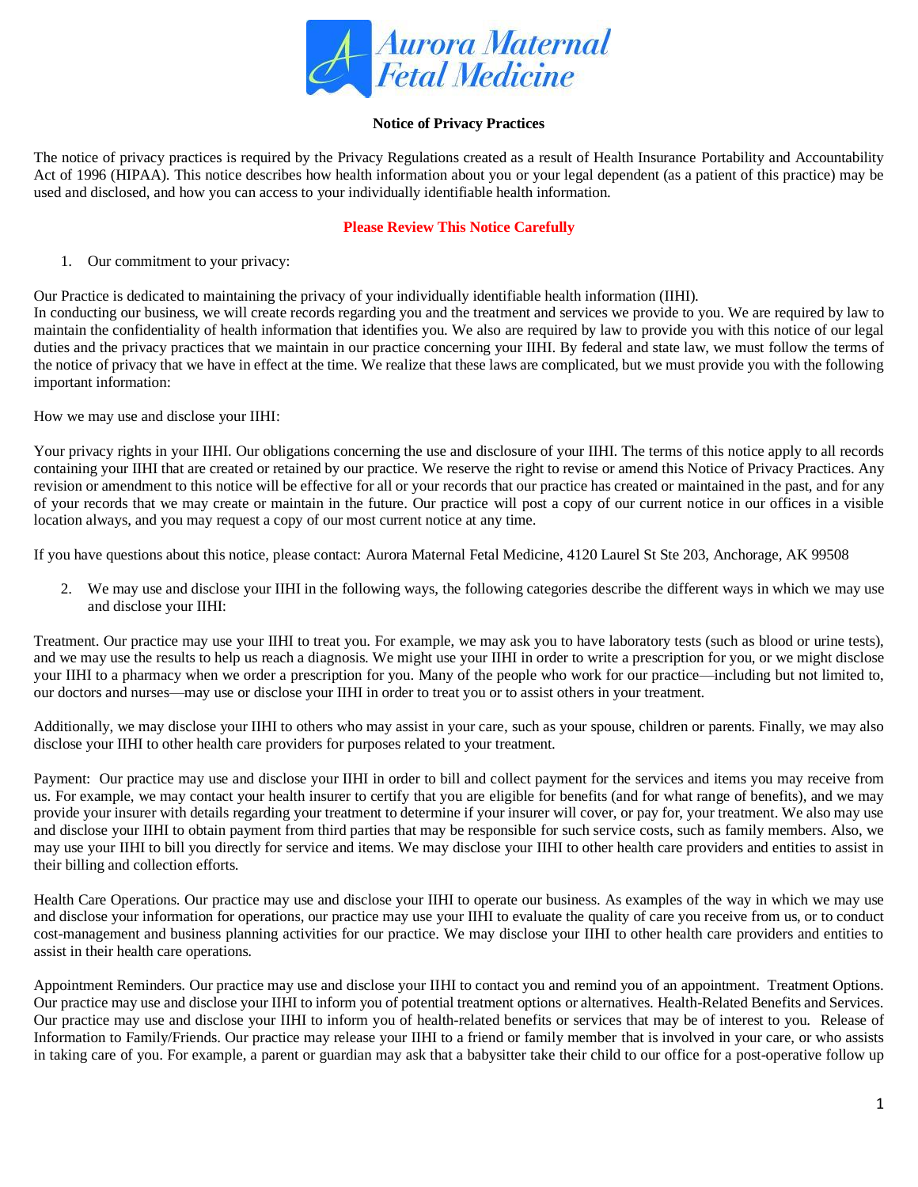**Aurora Maternal Fetal Medicine**

# Notice of Privacy Practices

The notice of privacy practices is required by the Privacy Regulations created as a result of Health Insurance Portability and Accountability Act of 1996 (HIPAA). This notice describes how health information about you or your legal dependent (as a patient of this practice) may be used and disclosed, and how you can access to your individually identifiable health information.

**Please Review This Notice Carefully**

1. Our commitment to your privacy:

Our Practice is dedicated to maintaining the privacy of your individually identifiable health information (IIHI).
In conducting our business, we will create records regarding you and the treatment and services we provide to you. We are required by law to maintain the confidentiality of health information that identifies you. We also are required by law to provide you with this notice of our legal duties and the privacy practices that we maintain in our practice concerning your IIHI. By federal and state law, we must follow the terms of the notice of privacy that we have in effect at the time. We realize that these laws are complicated, but we must provide you with the following important information:

How we may use and disclose your IIHI:

Your privacy rights in your IIHI. Our obligations concerning the use and disclosure of your IIHI. The terms of this notice apply to all records containing your IIHI that are created or retained by our practice. We reserve the right to revise or amend this Notice of Privacy Practices. Any revision or amendment to this notice will be effective for all or your records that our practice has created or maintained in the past, and for any of your records that we may create or maintain in the future. Our practice will post a copy of our current notice in our offices in a visible location always, and you may request a copy of our most current notice at any time.

If you have questions about this notice, please contact: Aurora Maternal Fetal Medicine, 4120 Laurel St Ste 203, Anchorage, AK 99508

2. We may use and disclose your IIHI in the following ways, the following categories describe the different ways in which we may use and disclose your IIHI:

Treatment. Our practice may use your IIHI to treat you. For example, we may ask you to have laboratory tests (such as blood or urine tests), and we may use the results to help us reach a diagnosis. We might use your IIHI in order to write a prescription for you, or we might disclose your IIHI to a pharmacy when we order a prescription for you. Many of the people who work for our practice—including but not limited to, our doctors and nurses—may use or disclose your IIHI in order to treat you or to assist others in your treatment.

Additionally, we may disclose your IIHI to others who may assist in your care, such as your spouse, children or parents. Finally, we may also disclose your IIHI to other health care providers for purposes related to your treatment.

Payment: Our practice may use and disclose your IIHI in order to bill and collect payment for the services and items you may receive from us. For example, we may contact your health insurer to certify that you are eligible for benefits (and for what range of benefits), and we may provide your insurer with details regarding your treatment to determine if your insurer will cover, or pay for, your treatment. We also may use and disclose your IIHI to obtain payment from third parties that may be responsible for such service costs, such as family members. Also, we may use your IIHI to bill you directly for service and items. We may disclose your IIHI to other health care providers and entities to assist in their billing and collection efforts.

Health Care Operations. Our practice may use and disclose your IIHI to operate our business. As examples of the way in which we may use and disclose your information for operations, our practice may use your IIHI to evaluate the quality of care you receive from us, or to conduct cost-management and business planning activities for our practice. We may disclose your IIHI to other health care providers and entities to assist in their health care operations.

Appointment Reminders. Our practice may use and disclose your IIHI to contact you and remind you of an appointment. Treatment Options. Our practice may use and disclose your IIHI to inform you of potential treatment options or alternatives. Health-Related Benefits and Services. Our practice may use and disclose your IIHI to inform you of health-related benefits or services that may be of interest to you. Release of Information to Family/Friends. Our practice may release your IIHI to a friend or family member that is involved in your care, or who assists in taking care of you. For example, a parent or guardian may ask that a babysitter take their child to our office for a post-operative follow up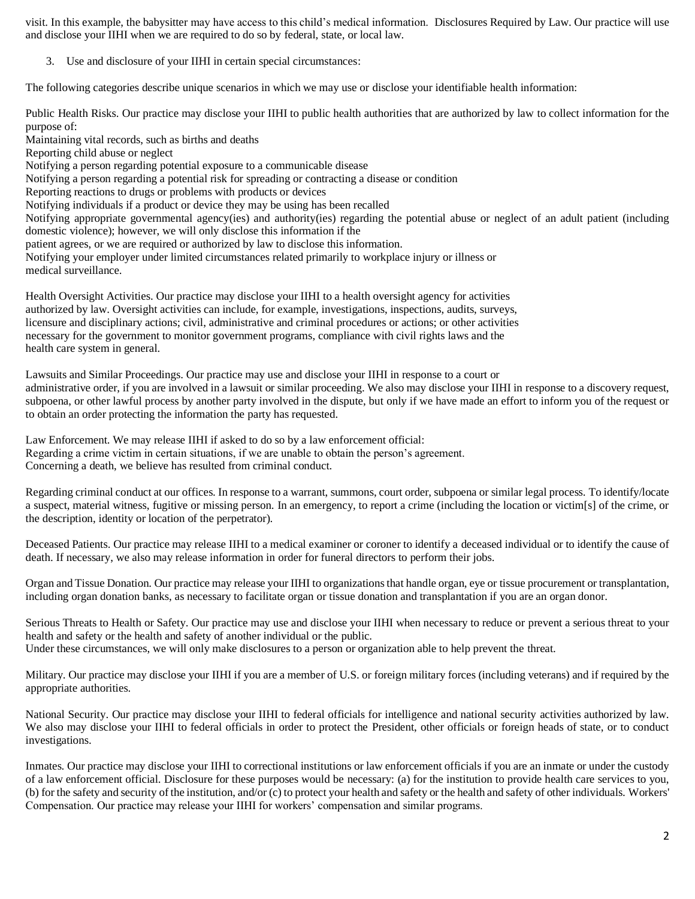visit. In this example, the babysitter may have access to this child's medical information. Disclosures Required by Law. Our practice will use and disclose your IIHI when we are required to do so by federal, state, or local law.

3. Use and disclosure of your IIHI in certain special circumstances:

The following categories describe unique scenarios in which we may use or disclose your identifiable health information:

Public Health Risks. Our practice may disclose your IIHI to public health authorities that are authorized by law to collect information for the purpose of:

Maintaining vital records, such as births and deaths
Reporting child abuse or neglect
Notifying a person regarding potential exposure to a communicable disease
Notifying a person regarding a potential risk for spreading or contracting a disease or condition
Reporting reactions to drugs or problems with products or devices
Notifying individuals if a product or device they may be using has been recalled
Notifying appropriate governmental agency(ies) and authority(ies) regarding the potential abuse or neglect of an adult patient (including domestic violence); however, we will only disclose this information if the patient agrees, or we are required or authorized by law to disclose this information.
Notifying your employer under limited circumstances related primarily to workplace injury or illness or medical surveillance.

Health Oversight Activities. Our practice may disclose your IIHI to a health oversight agency for activities authorized by law. Oversight activities can include, for example, investigations, inspections, audits, surveys, licensure and disciplinary actions; civil, administrative and criminal procedures or actions; or other activities necessary for the government to monitor government programs, compliance with civil rights laws and the health care system in general.

Lawsuits and Similar Proceedings. Our practice may use and disclose your IIHI in response to a court or administrative order, if you are involved in a lawsuit or similar proceeding. We also may disclose your IIHI in response to a discovery request, subpoena, or other lawful process by another party involved in the dispute, but only if we have made an effort to inform you of the request or to obtain an order protecting the information the party has requested.

Law Enforcement. We may release IIHI if asked to do so by a law enforcement official:
Regarding a crime victim in certain situations, if we are unable to obtain the person's agreement.
Concerning a death, we believe has resulted from criminal conduct.

Regarding criminal conduct at our offices. In response to a warrant, summons, court order, subpoena or similar legal process. To identify/locate a suspect, material witness, fugitive or missing person. In an emergency, to report a crime (including the location or victim[s] of the crime, or the description, identity or location of the perpetrator).

Deceased Patients. Our practice may release IIHI to a medical examiner or coroner to identify a deceased individual or to identify the cause of death. If necessary, we also may release information in order for funeral directors to perform their jobs.

Organ and Tissue Donation. Our practice may release your IIHI to organizations that handle organ, eye or tissue procurement or transplantation, including organ donation banks, as necessary to facilitate organ or tissue donation and transplantation if you are an organ donor.

Serious Threats to Health or Safety. Our practice may use and disclose your IIHI when necessary to reduce or prevent a serious threat to your health and safety or the health and safety of another individual or the public.
Under these circumstances, we will only make disclosures to a person or organization able to help prevent the threat.

Military. Our practice may disclose your IIHI if you are a member of U.S. or foreign military forces (including veterans) and if required by the appropriate authorities.

National Security. Our practice may disclose your IIHI to federal officials for intelligence and national security activities authorized by law. We also may disclose your IIHI to federal officials in order to protect the President, other officials or foreign heads of state, or to conduct investigations.

Inmates. Our practice may disclose your IIHI to correctional institutions or law enforcement officials if you are an inmate or under the custody of a law enforcement official. Disclosure for these purposes would be necessary: (a) for the institution to provide health care services to you, (b) for the safety and security of the institution, and/or (c) to protect your health and safety or the health and safety of other individuals. Workers' Compensation. Our practice may release your IIHI for workers' compensation and similar programs.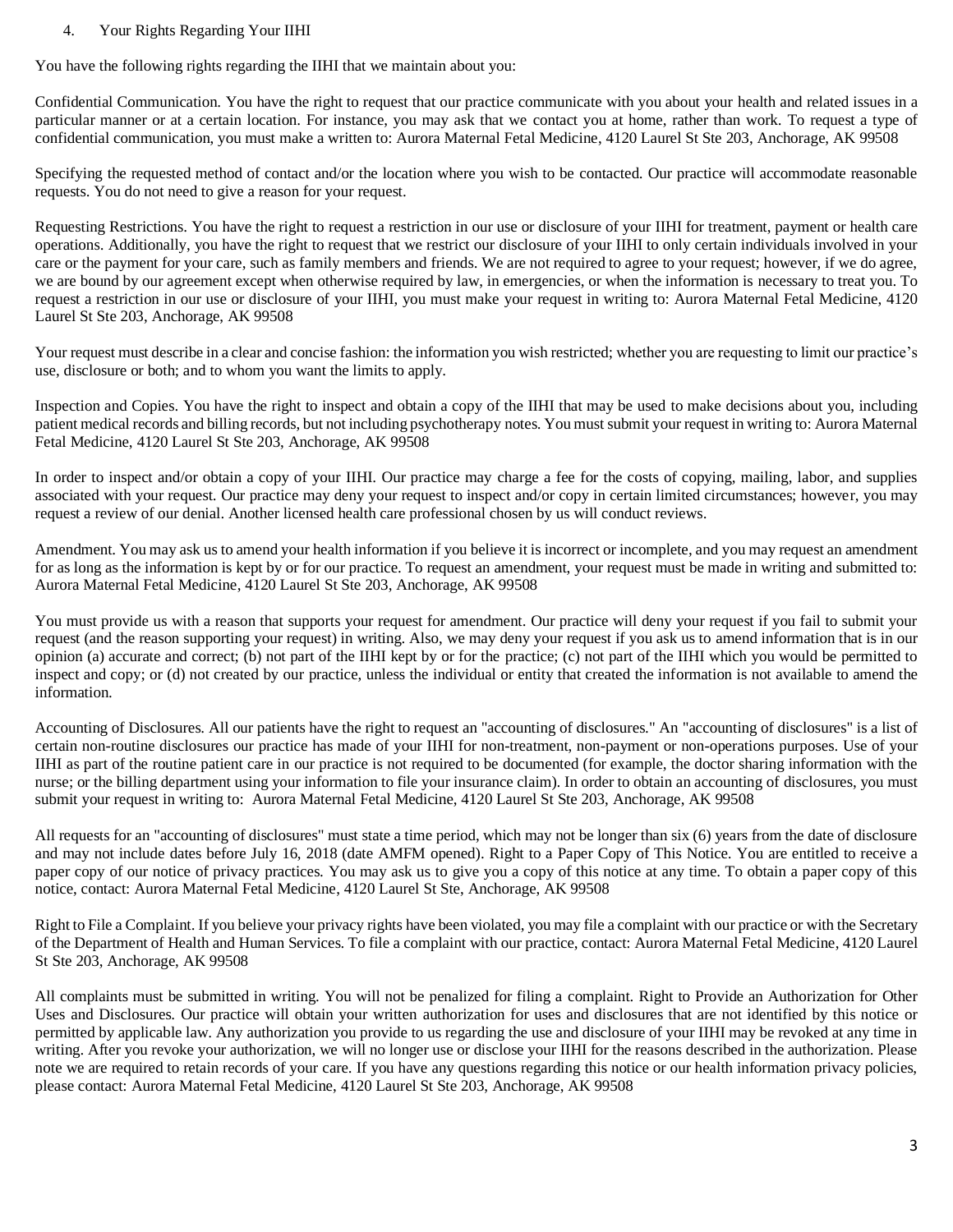4. Your Rights Regarding Your IIHI

You have the following rights regarding the IIHI that we maintain about you:

Confidential Communication. You have the right to request that our practice communicate with you about your health and related issues in a particular manner or at a certain location. For instance, you may ask that we contact you at home, rather than work. To request a type of confidential communication, you must make a written to: Aurora Maternal Fetal Medicine, 4120 Laurel St Ste 203, Anchorage, AK 99508

Specifying the requested method of contact and/or the location where you wish to be contacted. Our practice will accommodate reasonable requests. You do not need to give a reason for your request.

Requesting Restrictions. You have the right to request a restriction in our use or disclosure of your IIHI for treatment, payment or health care operations. Additionally, you have the right to request that we restrict our disclosure of your IIHI to only certain individuals involved in your care or the payment for your care, such as family members and friends. We are not required to agree to your request; however, if we do agree, we are bound by our agreement except when otherwise required by law, in emergencies, or when the information is necessary to treat you. To request a restriction in our use or disclosure of your IIHI, you must make your request in writing to: Aurora Maternal Fetal Medicine, 4120 Laurel St Ste 203, Anchorage, AK 99508

Your request must describe in a clear and concise fashion: the information you wish restricted; whether you are requesting to limit our practice's use, disclosure or both; and to whom you want the limits to apply.

Inspection and Copies. You have the right to inspect and obtain a copy of the IIHI that may be used to make decisions about you, including patient medical records and billing records, but not including psychotherapy notes. You must submit your request in writing to: Aurora Maternal Fetal Medicine, 4120 Laurel St Ste 203, Anchorage, AK 99508

In order to inspect and/or obtain a copy of your IIHI. Our practice may charge a fee for the costs of copying, mailing, labor, and supplies associated with your request. Our practice may deny your request to inspect and/or copy in certain limited circumstances; however, you may request a review of our denial. Another licensed health care professional chosen by us will conduct reviews.

Amendment. You may ask us to amend your health information if you believe it is incorrect or incomplete, and you may request an amendment for as long as the information is kept by or for our practice. To request an amendment, your request must be made in writing and submitted to: Aurora Maternal Fetal Medicine, 4120 Laurel St Ste 203, Anchorage, AK 99508

You must provide us with a reason that supports your request for amendment. Our practice will deny your request if you fail to submit your request (and the reason supporting your request) in writing. Also, we may deny your request if you ask us to amend information that is in our opinion (a) accurate and correct; (b) not part of the IIHI kept by or for the practice; (c) not part of the IIHI which you would be permitted to inspect and copy; or (d) not created by our practice, unless the individual or entity that created the information is not available to amend the information.

Accounting of Disclosures. All our patients have the right to request an "accounting of disclosures." An "accounting of disclosures" is a list of certain non-routine disclosures our practice has made of your IIHI for non-treatment, non-payment or non-operations purposes. Use of your IIHI as part of the routine patient care in our practice is not required to be documented (for example, the doctor sharing information with the nurse; or the billing department using your information to file your insurance claim). In order to obtain an accounting of disclosures, you must submit your request in writing to: Aurora Maternal Fetal Medicine, 4120 Laurel St Ste 203, Anchorage, AK 99508

All requests for an "accounting of disclosures" must state a time period, which may not be longer than six (6) years from the date of disclosure and may not include dates before July 16, 2018 (date AMFM opened). Right to a Paper Copy of This Notice. You are entitled to receive a paper copy of our notice of privacy practices. You may ask us to give you a copy of this notice at any time. To obtain a paper copy of this notice, contact: Aurora Maternal Fetal Medicine, 4120 Laurel St Ste, Anchorage, AK 99508

Right to File a Complaint. If you believe your privacy rights have been violated, you may file a complaint with our practice or with the Secretary of the Department of Health and Human Services. To file a complaint with our practice, contact: Aurora Maternal Fetal Medicine, 4120 Laurel St Ste 203, Anchorage, AK 99508

All complaints must be submitted in writing. You will not be penalized for filing a complaint. Right to Provide an Authorization for Other Uses and Disclosures. Our practice will obtain your written authorization for uses and disclosures that are not identified by this notice or permitted by applicable law. Any authorization you provide to us regarding the use and disclosure of your IIHI may be revoked at any time in writing. After you revoke your authorization, we will no longer use or disclose your IIHI for the reasons described in the authorization. Please note we are required to retain records of your care. If you have any questions regarding this notice or our health information privacy policies, please contact: Aurora Maternal Fetal Medicine, 4120 Laurel St Ste 203, Anchorage, AK 99508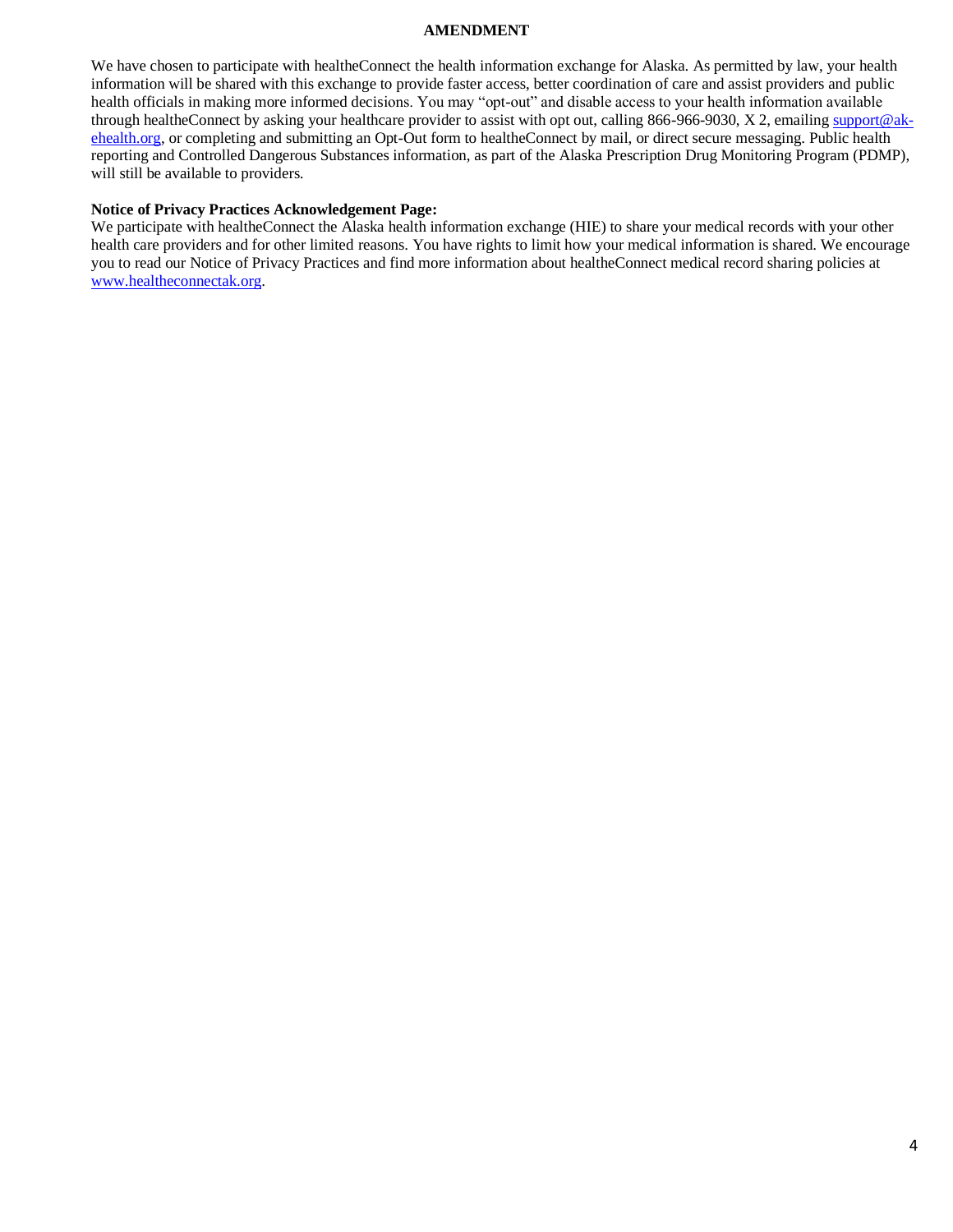## AMENDMENT

We have chosen to participate with healtheConnect the health information exchange for Alaska. As permitted by law, your health information will be shared with this exchange to provide faster access, better coordination of care and assist providers and public health officials in making more informed decisions. You may "opt-out" and disable access to your health information available through healtheConnect by asking your healthcare provider to assist with opt out, calling 866-966-9030, X 2, emailing support@ak-ehealth.org, or completing and submitting an Opt-Out form to healtheConnect by mail, or direct secure messaging. Public health reporting and Controlled Dangerous Substances information, as part of the Alaska Prescription Drug Monitoring Program (PDMP), will still be available to providers.

**Notice of Privacy Practices Acknowledgement Page:**

We participate with healtheConnect the Alaska health information exchange (HIE) to share your medical records with your other health care providers and for other limited reasons. You have rights to limit how your medical information is shared. We encourage you to read our Notice of Privacy Practices and find more information about healtheConnect medical record sharing policies at www.healtheconnectak.org.